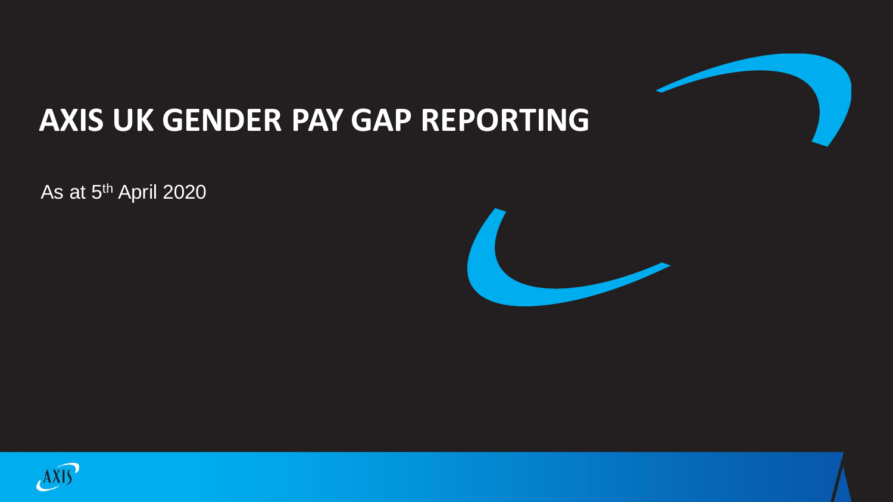# AXIS UK GENDER PAY GAP REPORTING

As at 5th April 2020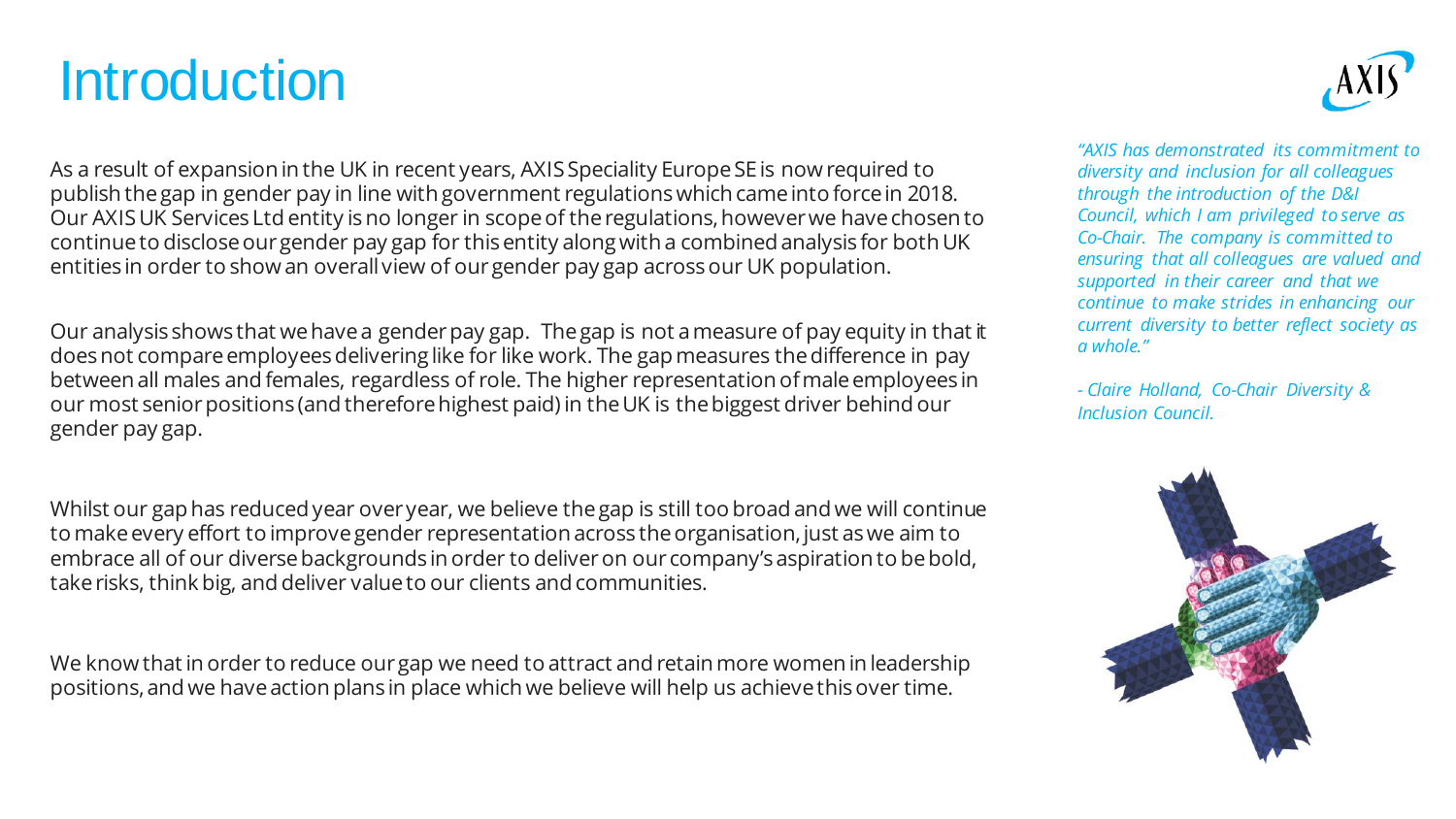# Introduction

As a result of expansion in the UK in recent years, AXIS Speciality Europe SE is now required to publish the gap in gender pay in line with government regulations which came into force in 2018. Our AXIS UK Services Ltd entity is no longer in scope of the regulations, however we have chosen to continue to disclose our gender pay gap for this entity along with a combined analysis for both UK entities in order to show an overall view of our gender pay gap across our UK population.

Our analysis shows that we have a gender pay gap. The gap is not a measure of pay equity in that it does not compare employees delivering like for like work. The gap measures the difference in pay between all males and females, regardless of role. The higher representation of male employees in our most senior positions (and therefore highest paid) in the UK is the biggest driver behind our gender pay gap.

Whilst our gap has reduced year over year, we believe the gap is still too broad and we will continue to make every effort to improve gender representation across the organisation, just as we aim to embrace all of our diverse backgrounds in order to deliver on our company's aspiration to be bold, take risks, think big, and deliver value to our clients and communities.

We know that in order to reduce our gap we need to attract and retain more women in leadership positions, and we have action plans in place which we believe will help us achieve this over time.

*"AXIS has demonstrated its commitment to diversity and inclusion for all colleagues through the introduction of the D&I Council, which I am privileged to serve as Co-Chair. The company is committed to ensuring that all colleagues are valued and supported in their career and that we continue to make strides in enhancing our current diversity to better reflect society as a whole."*

*- Claire Holland, Co-Chair Diversity & Inclusion Council.*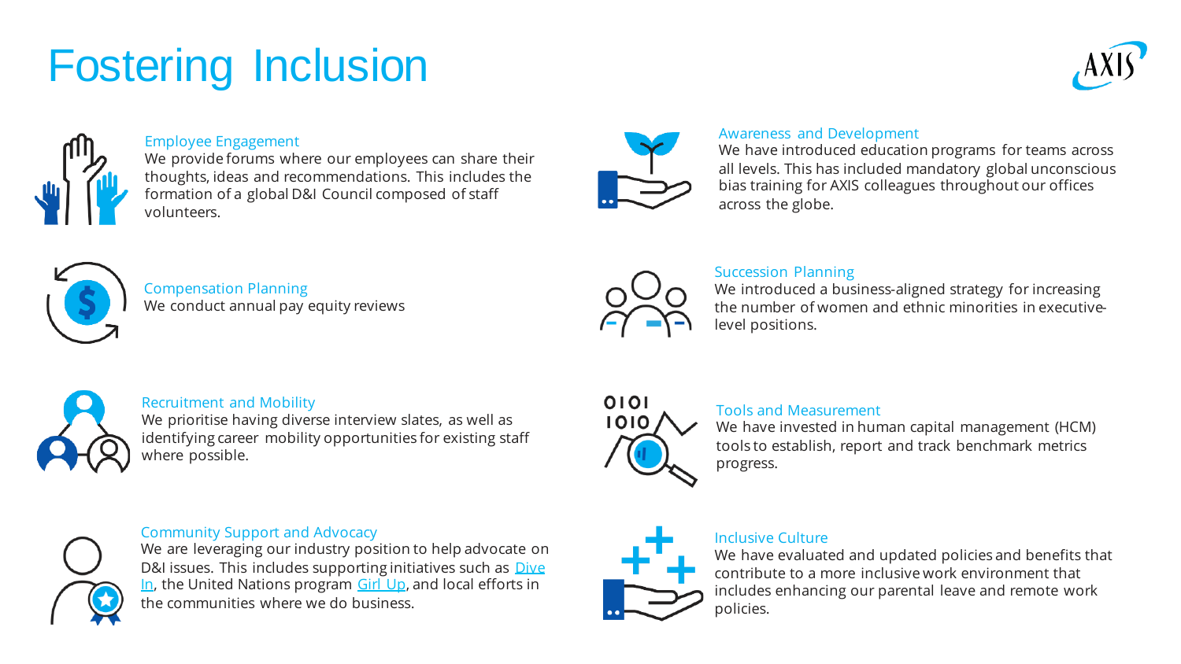# Fostering Inclusion

### Employee Engagement

We provide forums where our employees can share their thoughts, ideas and recommendations. This includes the formation of a global D&I Council composed of staff volunteers.

### Compensation Planning

We conduct annual pay equity reviews

### Recruitment and Mobility

We prioritise having diverse interview slates, as well as identifying career mobility opportunities for existing staff where possible.

### Community Support and Advocacy

We are leveraging our industry position to help advocate on D&I issues. This includes supporting initiatives such as Dive In, the United Nations program Girl Up, and local efforts in the communities where we do business.

### Awareness and Development

We have introduced education programs for teams across all levels. This has included mandatory global unconscious bias training for AXIS colleagues throughout our offices across the globe.

### Succession Planning

We introduced a business-aligned strategy for increasing the number of women and ethnic minorities in executive-level positions.

### Tools and Measurement

We have invested in human capital management (HCM) tools to establish, report and track benchmark metrics progress.

### Inclusive Culture

We have evaluated and updated policies and benefits that contribute to a more inclusive work environment that includes enhancing our parental leave and remote work policies.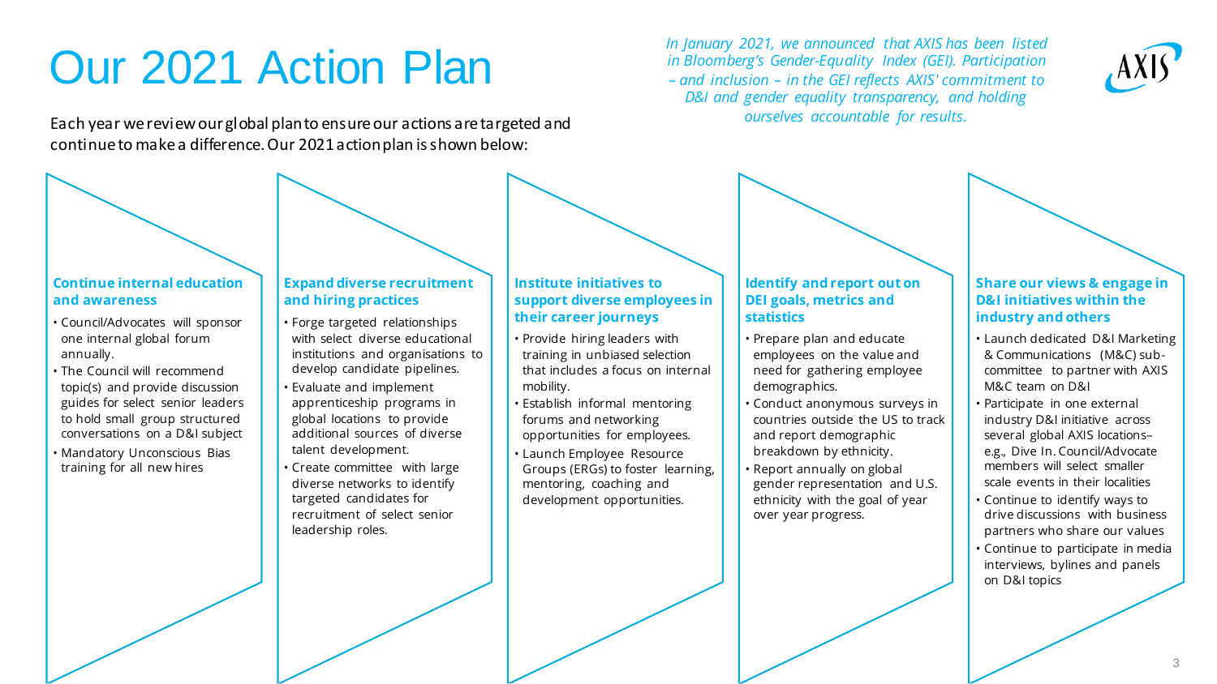# Our 2021 Action Plan

*In January 2021, we announced that AXIS has been listed in Bloomberg's Gender-Equality Index (GEI). Participation – and inclusion – in the GEI reflects AXIS' commitment to D&I and gender equality transparency, and holding ourselves accountable for results.*

Each year we review our global plan to ensure our actions are targeted and continue to make a difference. Our 2021 action plan is shown below:

### Continue internal education and awareness

- Council/Advocates will sponsor one internal global forum annually.
- The Council will recommend topic(s) and provide discussion guides for select senior leaders to hold small group structured conversations on a D&I subject
- Mandatory Unconscious Bias training for all new hires

### Expand diverse recruitment and hiring practices

- Forge targeted relationships with select diverse educational institutions and organisations to develop candidate pipelines.
- Evaluate and implement apprenticeship programs in global locations to provide additional sources of diverse talent development.
- Create committee with large diverse networks to identify targeted candidates for recruitment of select senior leadership roles.

### Institute initiatives to support diverse employees in their career journeys

- Provide hiring leaders with training in unbiased selection that includes a focus on internal mobility.
- Establish informal mentoring forums and networking opportunities for employees.
- Launch Employee Resource Groups (ERGs) to foster learning, mentoring, coaching and development opportunities.

### Identify and report out on DEI goals, metrics and statistics

- Prepare plan and educate employees on the value and need for gathering employee demographics.
- Conduct anonymous surveys in countries outside the US to track and report demographic breakdown by ethnicity.
- Report annually on global gender representation and U.S. ethnicity with the goal of year over year progress.

### Share our views & engage in D&I initiatives within the industry and others

- Launch dedicated D&I Marketing & Communications (M&C) sub-committee to partner with AXIS M&C team on D&I
- Participate in one external industry D&I initiative across several global AXIS locations– e.g., Dive In. Council/Advocate members will select smaller scale events in their localities
- Continue to identify ways to drive discussions with business partners who share our values
- Continue to participate in media interviews, bylines and panels on D&I topics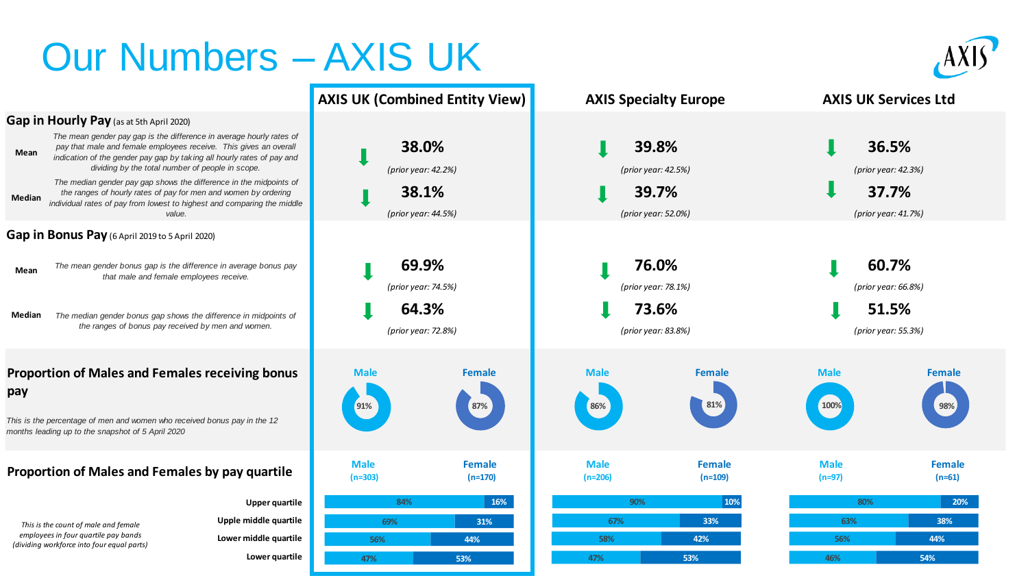# Our Numbers – AXIS UK

| | AXIS UK (Combined Entity View) | AXIS Specialty Europe | AXIS UK Services Ltd |
|---|---|---|---|
| **Gap in Hourly Pay** (as at 5th April 2020) | | | |
| **Mean** – *The mean gender pay gap is the difference in average hourly rates of pay that male and female employees receive. This gives an overall indication of the gender pay gap by taking all hourly rates of pay and dividing by the total number of people in scope.* | ⬇ **38.0%** *(prior year: 42.2%)* | ⬇ **39.8%** *(prior year: 42.5%)* | ⬇ **36.5%** *(prior year: 42.3%)* |
| **Median** – *The median gender pay gap shows the difference in the midpoints of the ranges of hourly rates of pay for men and women by ordering individual rates of pay from lowest to highest and comparing the middle value.* | ⬇ **38.1%** *(prior year: 44.5%)* | ⬇ **39.7%** *(prior year: 52.0%)* | ⬇ **37.7%** *(prior year: 41.7%)* |
| **Gap in Bonus Pay** (6 April 2019 to 5 April 2020) | | | |
| **Mean** – *The mean gender bonus gap is the difference in average bonus pay that male and female employees receive.* | ⬇ **69.9%** *(prior year: 74.5%)* | ⬇ **76.0%** *(prior year: 78.1%)* | ⬇ **60.7%** *(prior year: 66.8%)* |
| **Median** – *The median gender bonus gap shows the difference in midpoints of the ranges of bonus pay received by men and women.* | ⬇ **64.3%** *(prior year: 72.8%)* | ⬇ **73.6%** *(prior year: 83.8%)* | ⬇ **51.5%** *(prior year: 55.3%)* |

## Proportion of Males and Females receiving bonus pay

*This is the percentage of men and women who received bonus pay in the 12 months leading up to the snapshot of 5 April 2020*

| | Male | Female |
|---|---|---|
| AXIS UK (Combined Entity View) | 91% | 87% |
| AXIS Specialty Europe | 86% | 81% |
| AXIS UK Services Ltd | 100% | 98% |

## Proportion of Males and Females by pay quartile

*This is the count of male and female employees in four quartile pay bands (dividing workforce into four equal parts)*

| | AXIS UK (Combined Entity View) Male (n=303) | AXIS UK (Combined Entity View) Female (n=170) | AXIS Specialty Europe Male (n=206) | AXIS Specialty Europe Female (n=109) | AXIS UK Services Ltd Male (n=97) | AXIS UK Services Ltd Female (n=61) |
|---|---|---|---|---|---|---|
| Upper quartile | 84% | 16% | 90% | 10% | 80% | 20% |
| Upple middle quartile | 69% | 31% | 67% | 33% | 63% | 38% |
| Lower middle quartile | 56% | 44% | 58% | 42% | 56% | 44% |
| Lower quartile | 47% | 53% | 47% | 53% | 46% | 54% |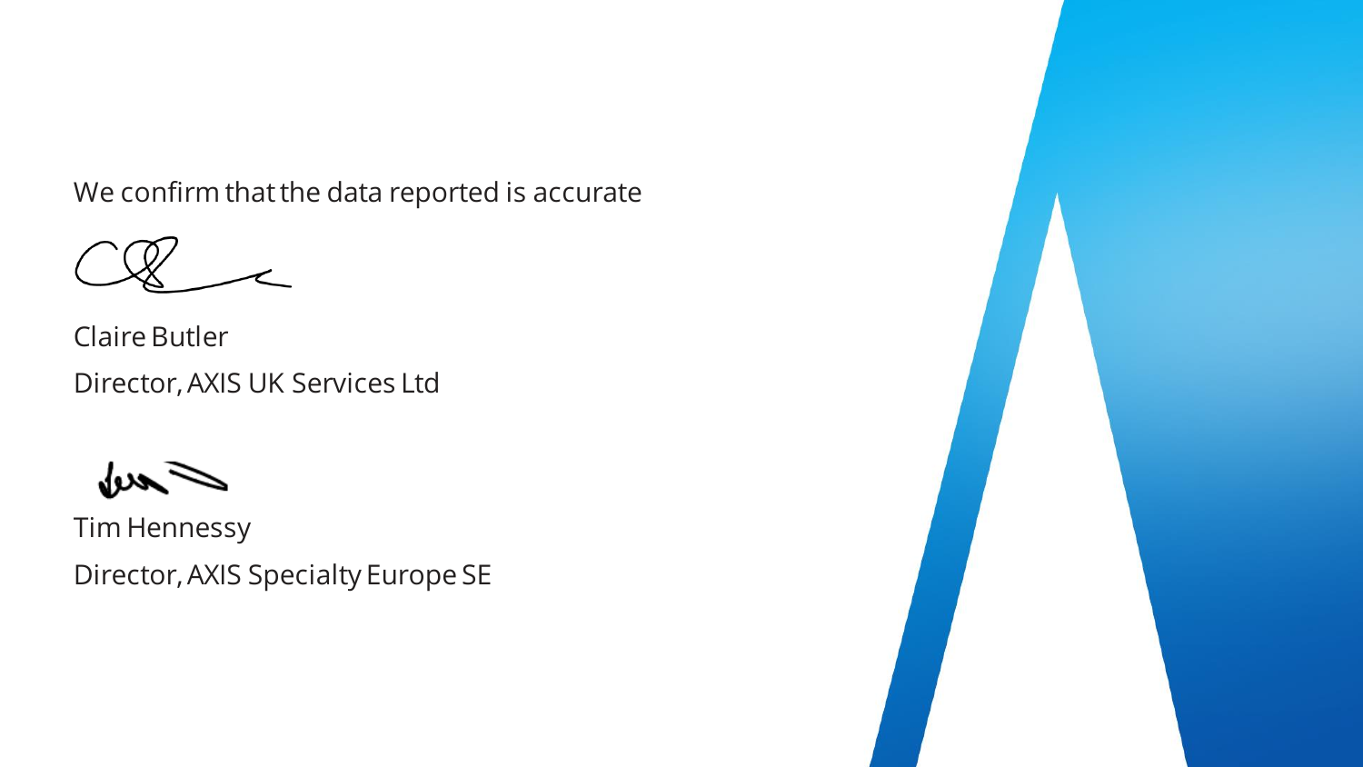We confirm that the data reported is accurate

Claire Butler

Director, AXIS UK Services Ltd

Tim Hennessy

Director, AXIS Specialty Europe SE